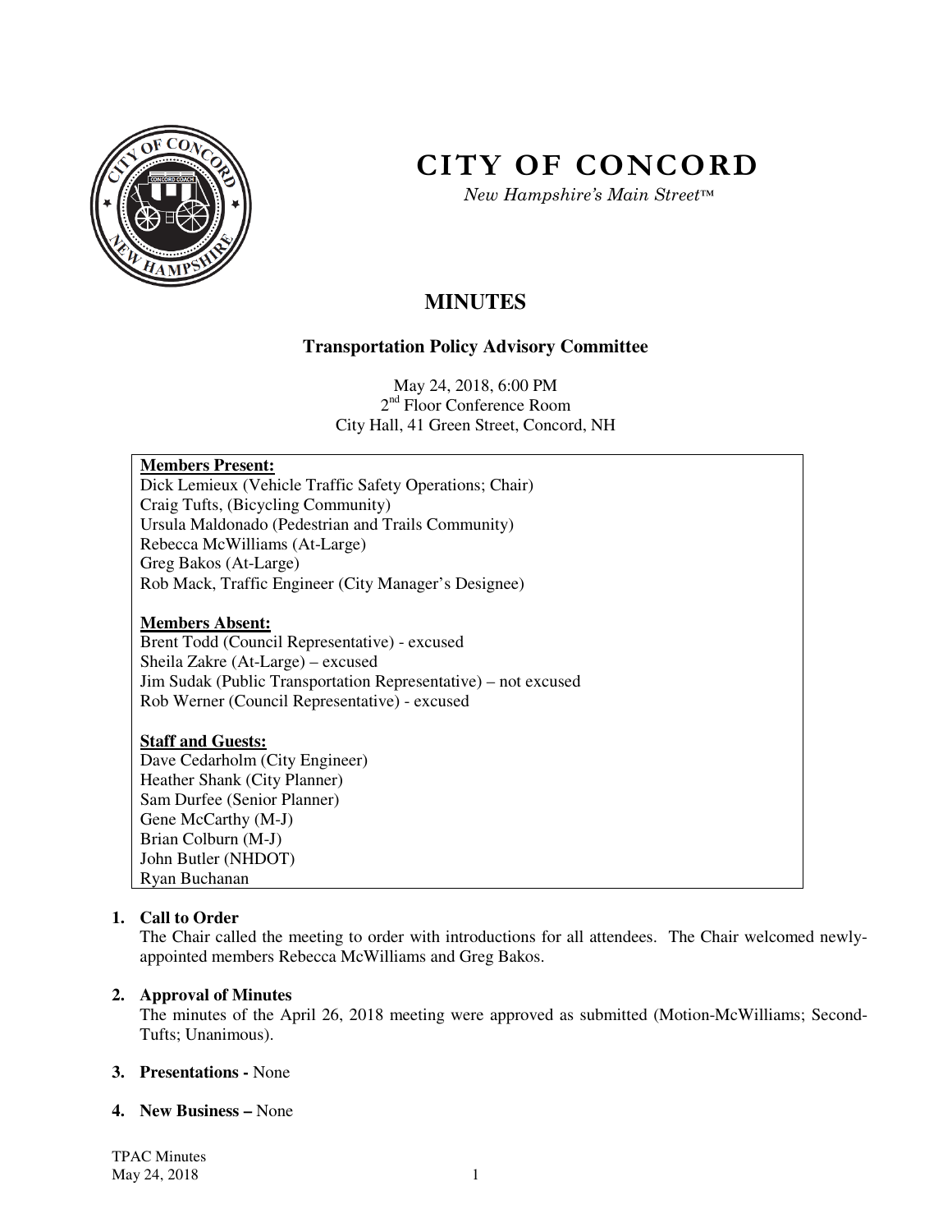# CITY OF CONCORD

*New Hampshire's Main Street™*

## MINUTES

### Transportation Policy Advisory Committee

May 24, 2018, 6:00 PM
2nd Floor Conference Room
City Hall, 41 Green Street, Concord, NH

**Members Present:**
Dick Lemieux (Vehicle Traffic Safety Operations; Chair)
Craig Tufts, (Bicycling Community)
Ursula Maldonado (Pedestrian and Trails Community)
Rebecca McWilliams (At-Large)
Greg Bakos (At-Large)
Rob Mack, Traffic Engineer (City Manager's Designee)

**Members Absent:**
Brent Todd (Council Representative) - excused
Sheila Zakre (At-Large) – excused
Jim Sudak (Public Transportation Representative) – not excused
Rob Werner (Council Representative) - excused

**Staff and Guests:**
Dave Cedarholm (City Engineer)
Heather Shank (City Planner)
Sam Durfee (Senior Planner)
Gene McCarthy (M-J)
Brian Colburn (M-J)
John Butler (NHDOT)
Ryan Buchanan

1. **Call to Order**
   The Chair called the meeting to order with introductions for all attendees. The Chair welcomed newly-appointed members Rebecca McWilliams and Greg Bakos.

2. **Approval of Minutes**
   The minutes of the April 26, 2018 meeting were approved as submitted (Motion-McWilliams; Second-Tufts; Unanimous).

3. **Presentations -** None

4. **New Business –** None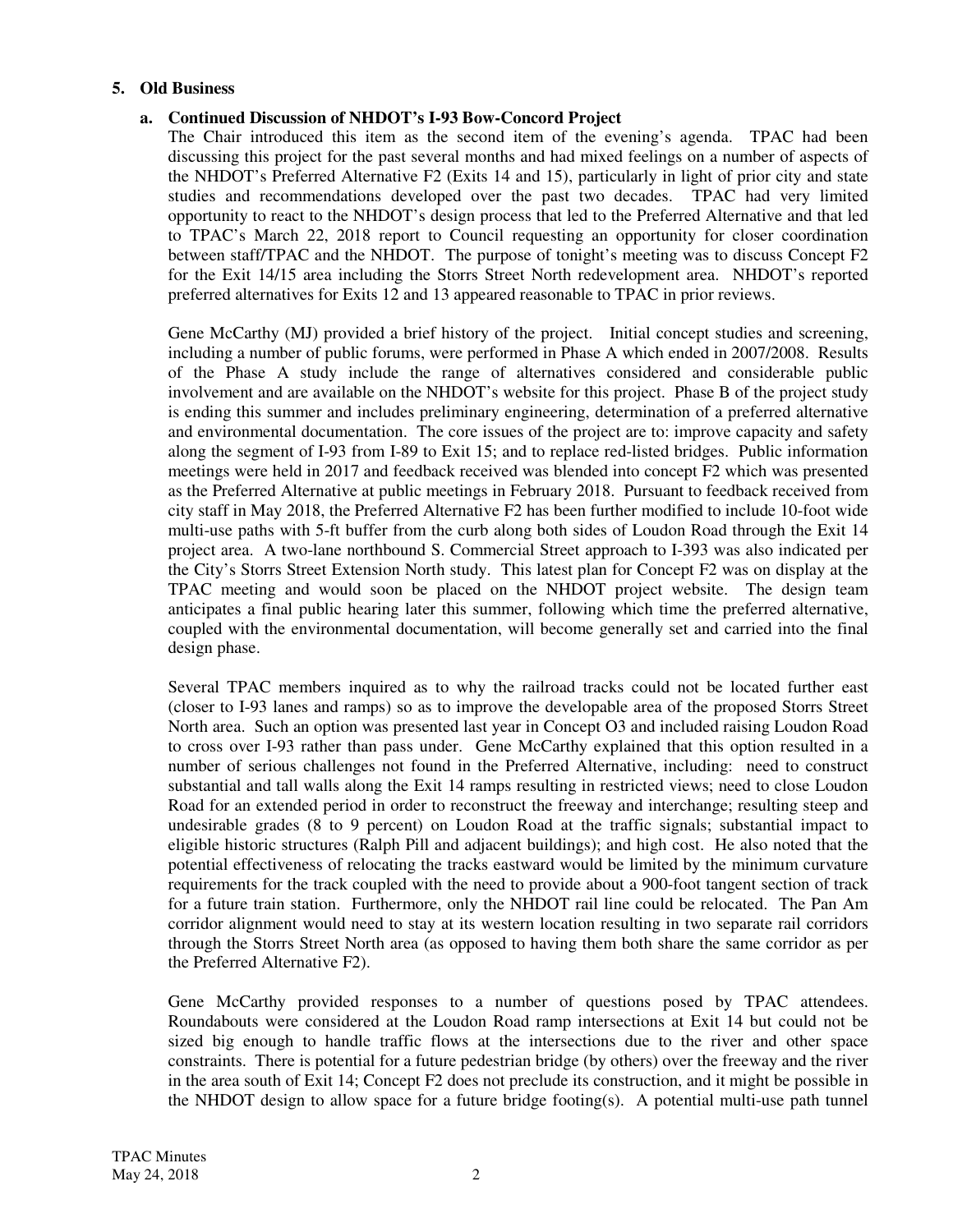## 5. Old Business

### a. Continued Discussion of NHDOT's I-93 Bow-Concord Project

The Chair introduced this item as the second item of the evening's agenda. TPAC had been discussing this project for the past several months and had mixed feelings on a number of aspects of the NHDOT's Preferred Alternative F2 (Exits 14 and 15), particularly in light of prior city and state studies and recommendations developed over the past two decades. TPAC had very limited opportunity to react to the NHDOT's design process that led to the Preferred Alternative and that led to TPAC's March 22, 2018 report to Council requesting an opportunity for closer coordination between staff/TPAC and the NHDOT. The purpose of tonight's meeting was to discuss Concept F2 for the Exit 14/15 area including the Storrs Street North redevelopment area. NHDOT's reported preferred alternatives for Exits 12 and 13 appeared reasonable to TPAC in prior reviews.

Gene McCarthy (MJ) provided a brief history of the project. Initial concept studies and screening, including a number of public forums, were performed in Phase A which ended in 2007/2008. Results of the Phase A study include the range of alternatives considered and considerable public involvement and are available on the NHDOT's website for this project. Phase B of the project study is ending this summer and includes preliminary engineering, determination of a preferred alternative and environmental documentation. The core issues of the project are to: improve capacity and safety along the segment of I-93 from I-89 to Exit 15; and to replace red-listed bridges. Public information meetings were held in 2017 and feedback received was blended into concept F2 which was presented as the Preferred Alternative at public meetings in February 2018. Pursuant to feedback received from city staff in May 2018, the Preferred Alternative F2 has been further modified to include 10-foot wide multi-use paths with 5-ft buffer from the curb along both sides of Loudon Road through the Exit 14 project area. A two-lane northbound S. Commercial Street approach to I-393 was also indicated per the City's Storrs Street Extension North study. This latest plan for Concept F2 was on display at the TPAC meeting and would soon be placed on the NHDOT project website. The design team anticipates a final public hearing later this summer, following which time the preferred alternative, coupled with the environmental documentation, will become generally set and carried into the final design phase.

Several TPAC members inquired as to why the railroad tracks could not be located further east (closer to I-93 lanes and ramps) so as to improve the developable area of the proposed Storrs Street North area. Such an option was presented last year in Concept O3 and included raising Loudon Road to cross over I-93 rather than pass under. Gene McCarthy explained that this option resulted in a number of serious challenges not found in the Preferred Alternative, including: need to construct substantial and tall walls along the Exit 14 ramps resulting in restricted views; need to close Loudon Road for an extended period in order to reconstruct the freeway and interchange; resulting steep and undesirable grades (8 to 9 percent) on Loudon Road at the traffic signals; substantial impact to eligible historic structures (Ralph Pill and adjacent buildings); and high cost. He also noted that the potential effectiveness of relocating the tracks eastward would be limited by the minimum curvature requirements for the track coupled with the need to provide about a 900-foot tangent section of track for a future train station. Furthermore, only the NHDOT rail line could be relocated. The Pan Am corridor alignment would need to stay at its western location resulting in two separate rail corridors through the Storrs Street North area (as opposed to having them both share the same corridor as per the Preferred Alternative F2).

Gene McCarthy provided responses to a number of questions posed by TPAC attendees. Roundabouts were considered at the Loudon Road ramp intersections at Exit 14 but could not be sized big enough to handle traffic flows at the intersections due to the river and other space constraints. There is potential for a future pedestrian bridge (by others) over the freeway and the river in the area south of Exit 14; Concept F2 does not preclude its construction, and it might be possible in the NHDOT design to allow space for a future bridge footing(s). A potential multi-use path tunnel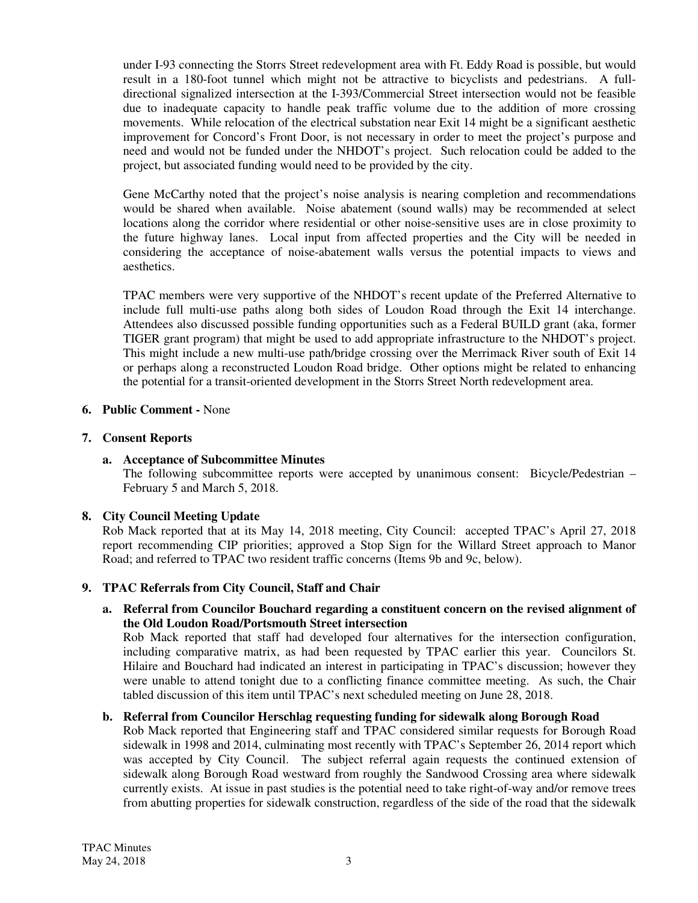under I-93 connecting the Storrs Street redevelopment area with Ft. Eddy Road is possible, but would result in a 180-foot tunnel which might not be attractive to bicyclists and pedestrians. A full-directional signalized intersection at the I-393/Commercial Street intersection would not be feasible due to inadequate capacity to handle peak traffic volume due to the addition of more crossing movements. While relocation of the electrical substation near Exit 14 might be a significant aesthetic improvement for Concord's Front Door, is not necessary in order to meet the project's purpose and need and would not be funded under the NHDOT's project. Such relocation could be added to the project, but associated funding would need to be provided by the city.

Gene McCarthy noted that the project's noise analysis is nearing completion and recommendations would be shared when available. Noise abatement (sound walls) may be recommended at select locations along the corridor where residential or other noise-sensitive uses are in close proximity to the future highway lanes. Local input from affected properties and the City will be needed in considering the acceptance of noise-abatement walls versus the potential impacts to views and aesthetics.

TPAC members were very supportive of the NHDOT's recent update of the Preferred Alternative to include full multi-use paths along both sides of Loudon Road through the Exit 14 interchange. Attendees also discussed possible funding opportunities such as a Federal BUILD grant (aka, former TIGER grant program) that might be used to add appropriate infrastructure to the NHDOT's project. This might include a new multi-use path/bridge crossing over the Merrimack River south of Exit 14 or perhaps along a reconstructed Loudon Road bridge. Other options might be related to enhancing the potential for a transit-oriented development in the Storrs Street North redevelopment area.

**6. Public Comment -** None

**7. Consent Reports**

**a. Acceptance of Subcommittee Minutes**
The following subcommittee reports were accepted by unanimous consent: Bicycle/Pedestrian – February 5 and March 5, 2018.

**8. City Council Meeting Update**
Rob Mack reported that at its May 14, 2018 meeting, City Council: accepted TPAC's April 27, 2018 report recommending CIP priorities; approved a Stop Sign for the Willard Street approach to Manor Road; and referred to TPAC two resident traffic concerns (Items 9b and 9c, below).

**9. TPAC Referrals from City Council, Staff and Chair**

**a. Referral from Councilor Bouchard regarding a constituent concern on the revised alignment of the Old Loudon Road/Portsmouth Street intersection**
Rob Mack reported that staff had developed four alternatives for the intersection configuration, including comparative matrix, as had been requested by TPAC earlier this year. Councilors St. Hilaire and Bouchard had indicated an interest in participating in TPAC's discussion; however they were unable to attend tonight due to a conflicting finance committee meeting. As such, the Chair tabled discussion of this item until TPAC's next scheduled meeting on June 28, 2018.

**b. Referral from Councilor Herschlag requesting funding for sidewalk along Borough Road**
Rob Mack reported that Engineering staff and TPAC considered similar requests for Borough Road sidewalk in 1998 and 2014, culminating most recently with TPAC's September 26, 2014 report which was accepted by City Council. The subject referral again requests the continued extension of sidewalk along Borough Road westward from roughly the Sandwood Crossing area where sidewalk currently exists. At issue in past studies is the potential need to take right-of-way and/or remove trees from abutting properties for sidewalk construction, regardless of the side of the road that the sidewalk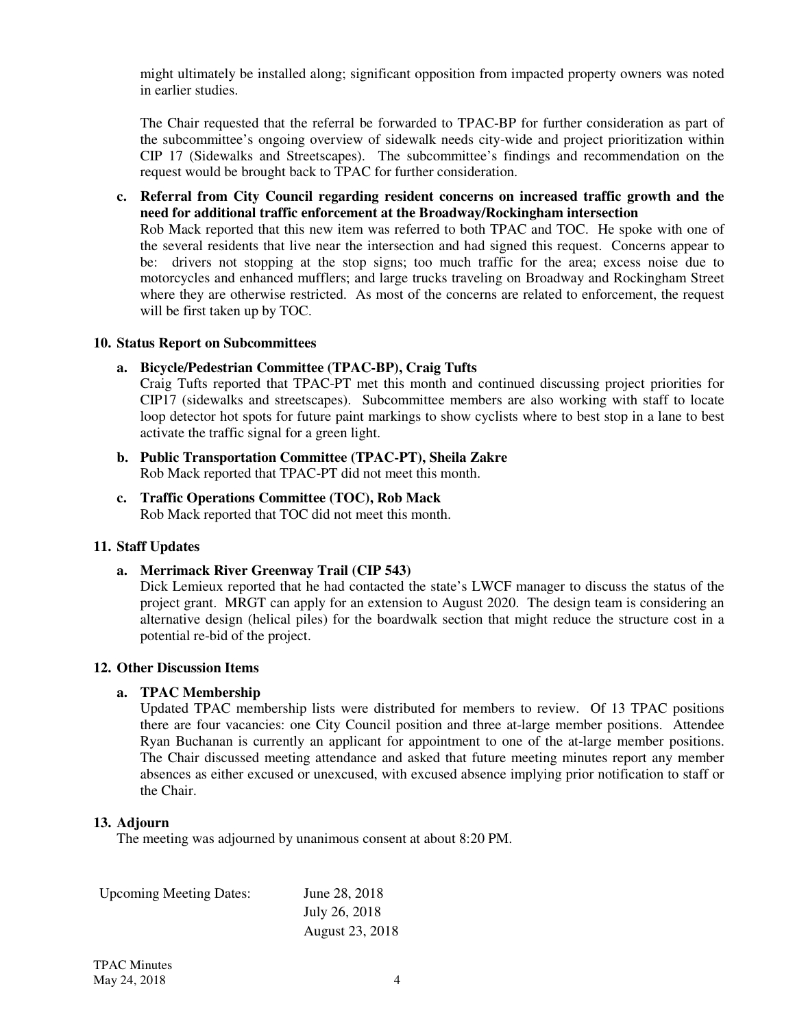might ultimately be installed along; significant opposition from impacted property owners was noted in earlier studies.

The Chair requested that the referral be forwarded to TPAC-BP for further consideration as part of the subcommittee's ongoing overview of sidewalk needs city-wide and project prioritization within CIP 17 (Sidewalks and Streetscapes). The subcommittee's findings and recommendation on the request would be brought back to TPAC for further consideration.

**c. Referral from City Council regarding resident concerns on increased traffic growth and the need for additional traffic enforcement at the Broadway/Rockingham intersection**
Rob Mack reported that this new item was referred to both TPAC and TOC. He spoke with one of the several residents that live near the intersection and had signed this request. Concerns appear to be: drivers not stopping at the stop signs; too much traffic for the area; excess noise due to motorcycles and enhanced mufflers; and large trucks traveling on Broadway and Rockingham Street where they are otherwise restricted. As most of the concerns are related to enforcement, the request will be first taken up by TOC.

## 10. Status Report on Subcommittees

**a. Bicycle/Pedestrian Committee (TPAC-BP), Craig Tufts**
Craig Tufts reported that TPAC-PT met this month and continued discussing project priorities for CIP17 (sidewalks and streetscapes). Subcommittee members are also working with staff to locate loop detector hot spots for future paint markings to show cyclists where to best stop in a lane to best activate the traffic signal for a green light.

**b. Public Transportation Committee (TPAC-PT), Sheila Zakre**
Rob Mack reported that TPAC-PT did not meet this month.

**c. Traffic Operations Committee (TOC), Rob Mack**
Rob Mack reported that TOC did not meet this month.

## 11. Staff Updates

**a. Merrimack River Greenway Trail (CIP 543)**
Dick Lemieux reported that he had contacted the state's LWCF manager to discuss the status of the project grant. MRGT can apply for an extension to August 2020. The design team is considering an alternative design (helical piles) for the boardwalk section that might reduce the structure cost in a potential re-bid of the project.

## 12. Other Discussion Items

**a. TPAC Membership**
Updated TPAC membership lists were distributed for members to review. Of 13 TPAC positions there are four vacancies: one City Council position and three at-large member positions. Attendee Ryan Buchanan is currently an applicant for appointment to one of the at-large member positions. The Chair discussed meeting attendance and asked that future meeting minutes report any member absences as either excused or unexcused, with excused absence implying prior notification to staff or the Chair.

## 13. Adjourn

The meeting was adjourned by unanimous consent at about 8:20 PM.

| | |
|---|---|
| Upcoming Meeting Dates: | June 28, 2018 |
| | July 26, 2018 |
| | August 23, 2018 |